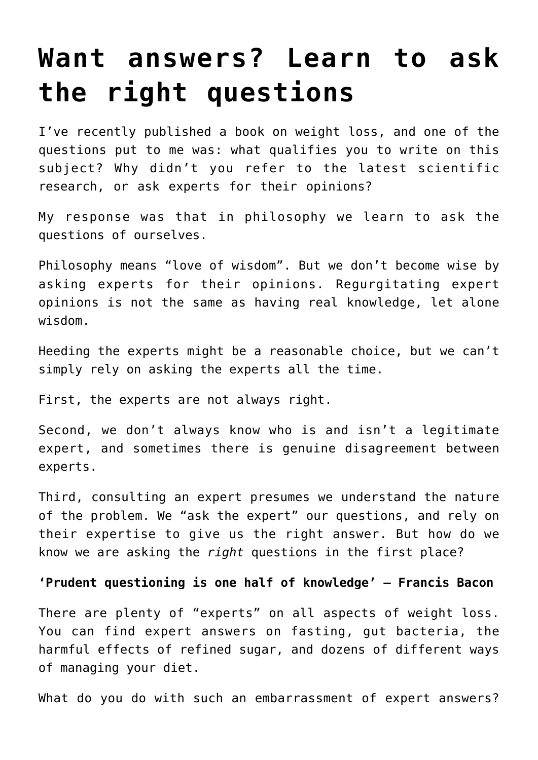# Want answers? Learn to ask the right questions

I've recently published a book on weight loss, and one of the questions put to me was: what qualifies you to write on this subject? Why didn't you refer to the latest scientific research, or ask experts for their opinions?

My response was that in philosophy we learn to ask the questions of ourselves.

Philosophy means "love of wisdom". But we don't become wise by asking experts for their opinions. Regurgitating expert opinions is not the same as having real knowledge, let alone wisdom.

Heeding the experts might be a reasonable choice, but we can't simply rely on asking the experts all the time.

First, the experts are not always right.

Second, we don't always know who is and isn't a legitimate expert, and sometimes there is genuine disagreement between experts.

Third, consulting an expert presumes we understand the nature of the problem. We "ask the expert" our questions, and rely on their expertise to give us the right answer. But how do we know we are asking the *right* questions in the first place?

**'Prudent questioning is one half of knowledge' – Francis Bacon**

There are plenty of "experts" on all aspects of weight loss. You can find expert answers on fasting, gut bacteria, the harmful effects of refined sugar, and dozens of different ways of managing your diet.

What do you do with such an embarrassment of expert answers?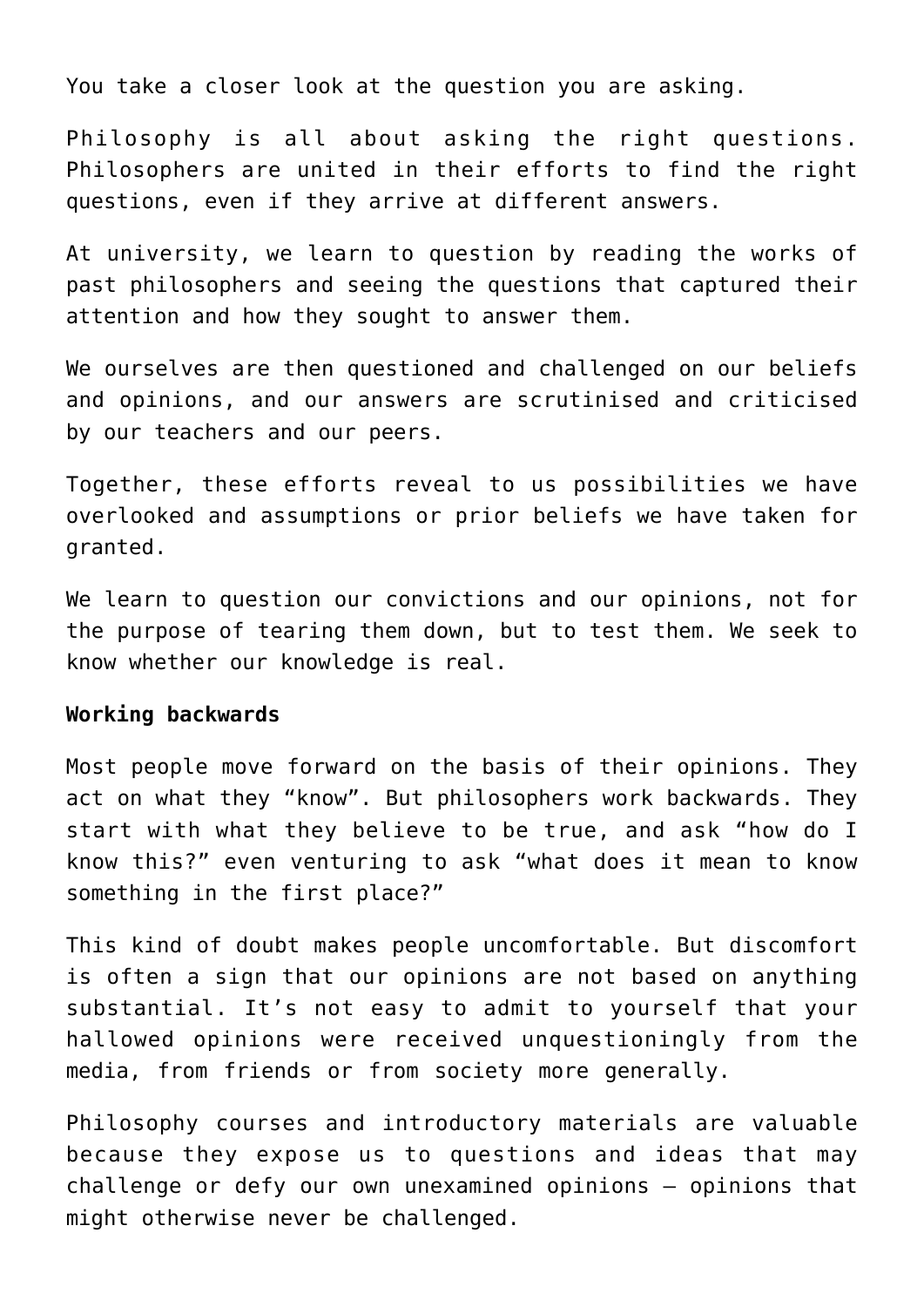You take a closer look at the question you are asking.

Philosophy is all about asking the right questions. Philosophers are united in their efforts to find the right questions, even if they arrive at different answers.

At university, we learn to question by reading the works of past philosophers and seeing the questions that captured their attention and how they sought to answer them.

We ourselves are then questioned and challenged on our beliefs and opinions, and our answers are scrutinised and criticised by our teachers and our peers.

Together, these efforts reveal to us possibilities we have overlooked and assumptions or prior beliefs we have taken for granted.

We learn to question our convictions and our opinions, not for the purpose of tearing them down, but to test them. We seek to know whether our knowledge is real.

**Working backwards**

Most people move forward on the basis of their opinions. They act on what they "know". But philosophers work backwards. They start with what they believe to be true, and ask "how do I know this?" even venturing to ask "what does it mean to know something in the first place?"

This kind of doubt makes people uncomfortable. But discomfort is often a sign that our opinions are not based on anything substantial. It's not easy to admit to yourself that your hallowed opinions were received unquestioningly from the media, from friends or from society more generally.

Philosophy courses and introductory materials are valuable because they expose us to questions and ideas that may challenge or defy our own unexamined opinions – opinions that might otherwise never be challenged.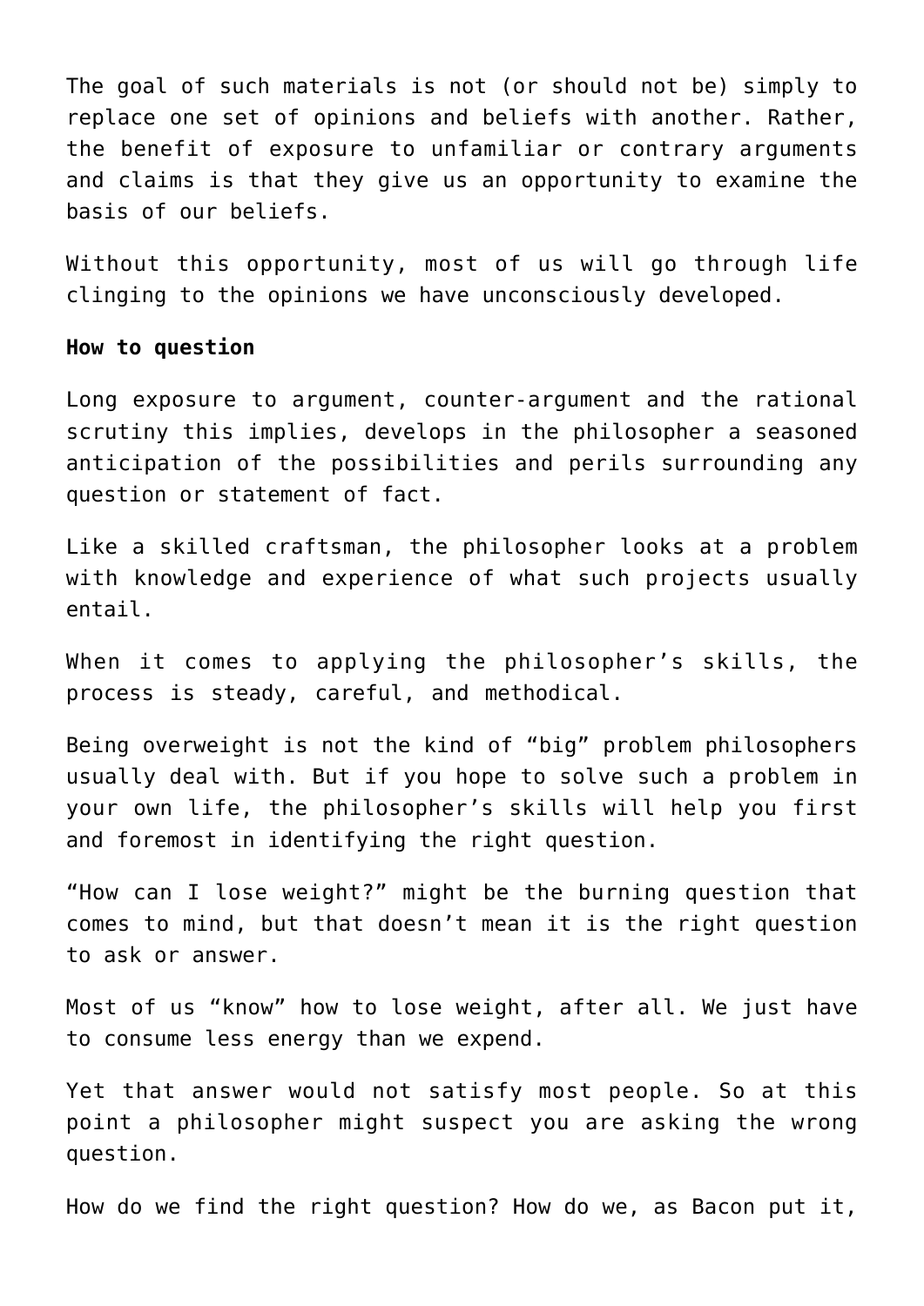The goal of such materials is not (or should not be) simply to replace one set of opinions and beliefs with another. Rather, the benefit of exposure to unfamiliar or contrary arguments and claims is that they give us an opportunity to examine the basis of our beliefs.

Without this opportunity, most of us will go through life clinging to the opinions we have unconsciously developed.

**How to question**

Long exposure to argument, counter-argument and the rational scrutiny this implies, develops in the philosopher a seasoned anticipation of the possibilities and perils surrounding any question or statement of fact.

Like a skilled craftsman, the philosopher looks at a problem with knowledge and experience of what such projects usually entail.

When it comes to applying the philosopher's skills, the process is steady, careful, and methodical.

Being overweight is not the kind of "big" problem philosophers usually deal with. But if you hope to solve such a problem in your own life, the philosopher's skills will help you first and foremost in identifying the right question.

"How can I lose weight?" might be the burning question that comes to mind, but that doesn't mean it is the right question to ask or answer.

Most of us "know" how to lose weight, after all. We just have to consume less energy than we expend.

Yet that answer would not satisfy most people. So at this point a philosopher might suspect you are asking the wrong question.

How do we find the right question? How do we, as Bacon put it,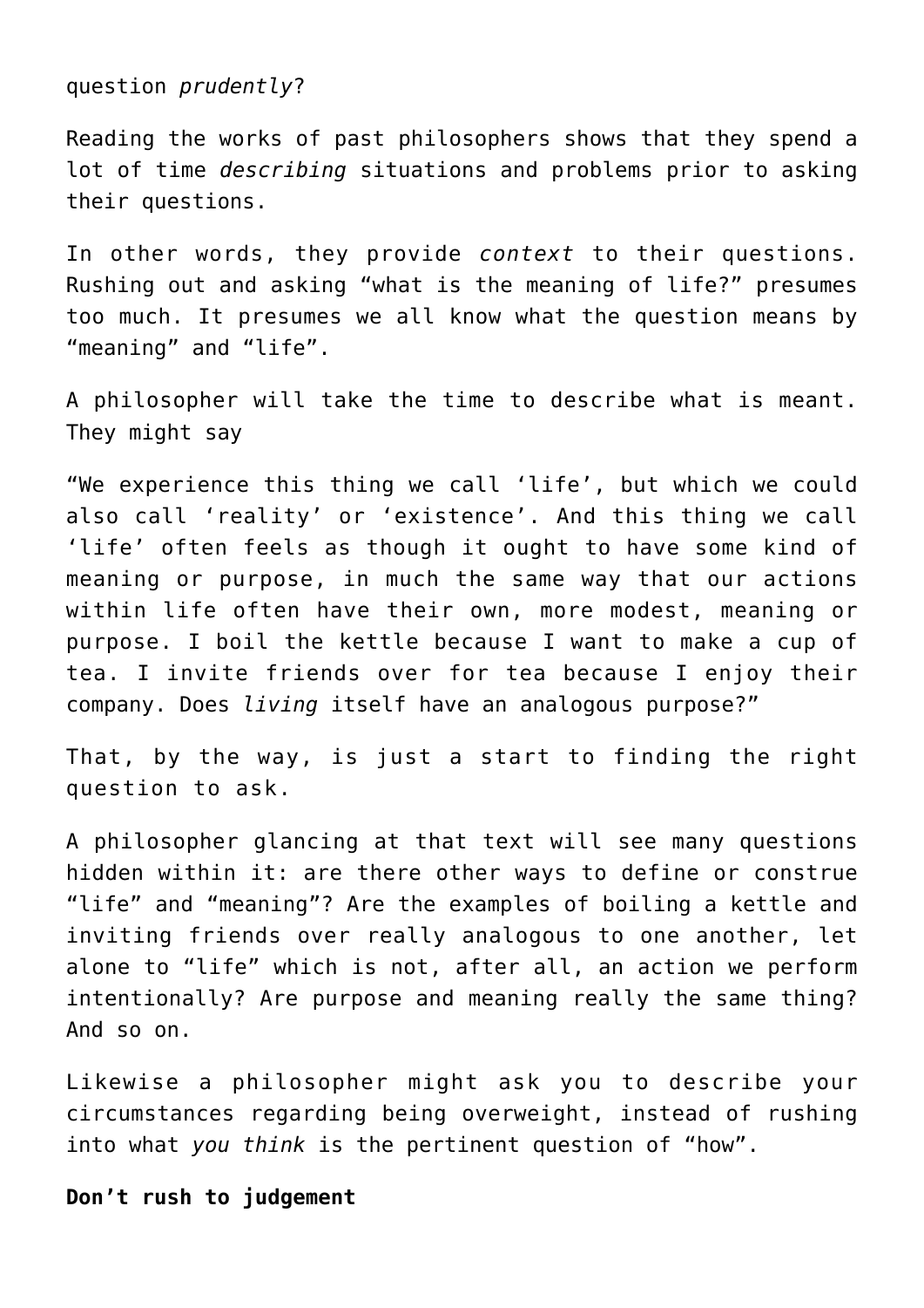question *prudently*?

Reading the works of past philosophers shows that they spend a lot of time *describing* situations and problems prior to asking their questions.

In other words, they provide *context* to their questions. Rushing out and asking “what is the meaning of life?” presumes too much. It presumes we all know what the question means by “meaning” and “life”.

A philosopher will take the time to describe what is meant. They might say

“We experience this thing we call ‘life’, but which we could also call ‘reality’ or ‘existence’. And this thing we call ‘life’ often feels as though it ought to have some kind of meaning or purpose, in much the same way that our actions within life often have their own, more modest, meaning or purpose. I boil the kettle because I want to make a cup of tea. I invite friends over for tea because I enjoy their company. Does *living* itself have an analogous purpose?”

That, by the way, is just a start to finding the right question to ask.

A philosopher glancing at that text will see many questions hidden within it: are there other ways to define or construe “life” and “meaning”? Are the examples of boiling a kettle and inviting friends over really analogous to one another, let alone to “life” which is not, after all, an action we perform intentionally? Are purpose and meaning really the same thing? And so on.

Likewise a philosopher might ask you to describe your circumstances regarding being overweight, instead of rushing into what *you think* is the pertinent question of “how”.

**Don’t rush to judgement**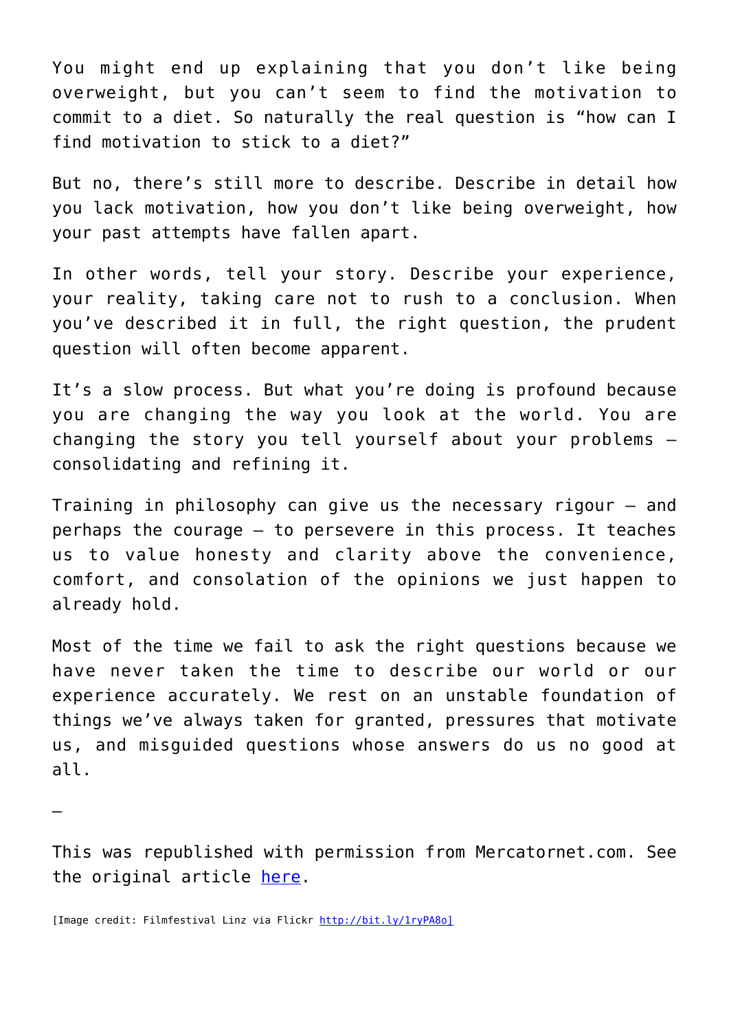You might end up explaining that you don't like being overweight, but you can't seem to find the motivation to commit to a diet. So naturally the real question is "how can I find motivation to stick to a diet?"

But no, there's still more to describe. Describe in detail how you lack motivation, how you don't like being overweight, how your past attempts have fallen apart.

In other words, tell your story. Describe your experience, your reality, taking care not to rush to a conclusion. When you've described it in full, the right question, the prudent question will often become apparent.

It's a slow process. But what you're doing is profound because you are changing the way you look at the world. You are changing the story you tell yourself about your problems – consolidating and refining it.

Training in philosophy can give us the necessary rigour – and perhaps the courage – to persevere in this process. It teaches us to value honesty and clarity above the convenience, comfort, and consolation of the opinions we just happen to already hold.

Most of the time we fail to ask the right questions because we have never taken the time to describe our world or our experience accurately. We rest on an unstable foundation of things we've always taken for granted, pressures that motivate us, and misguided questions whose answers do us no good at all.

—

This was republished with permission from Mercatornet.com. See the original article [here](#).

[Image credit: Filmfestival Linz via Flickr http://bit.ly/1ryPA8o]